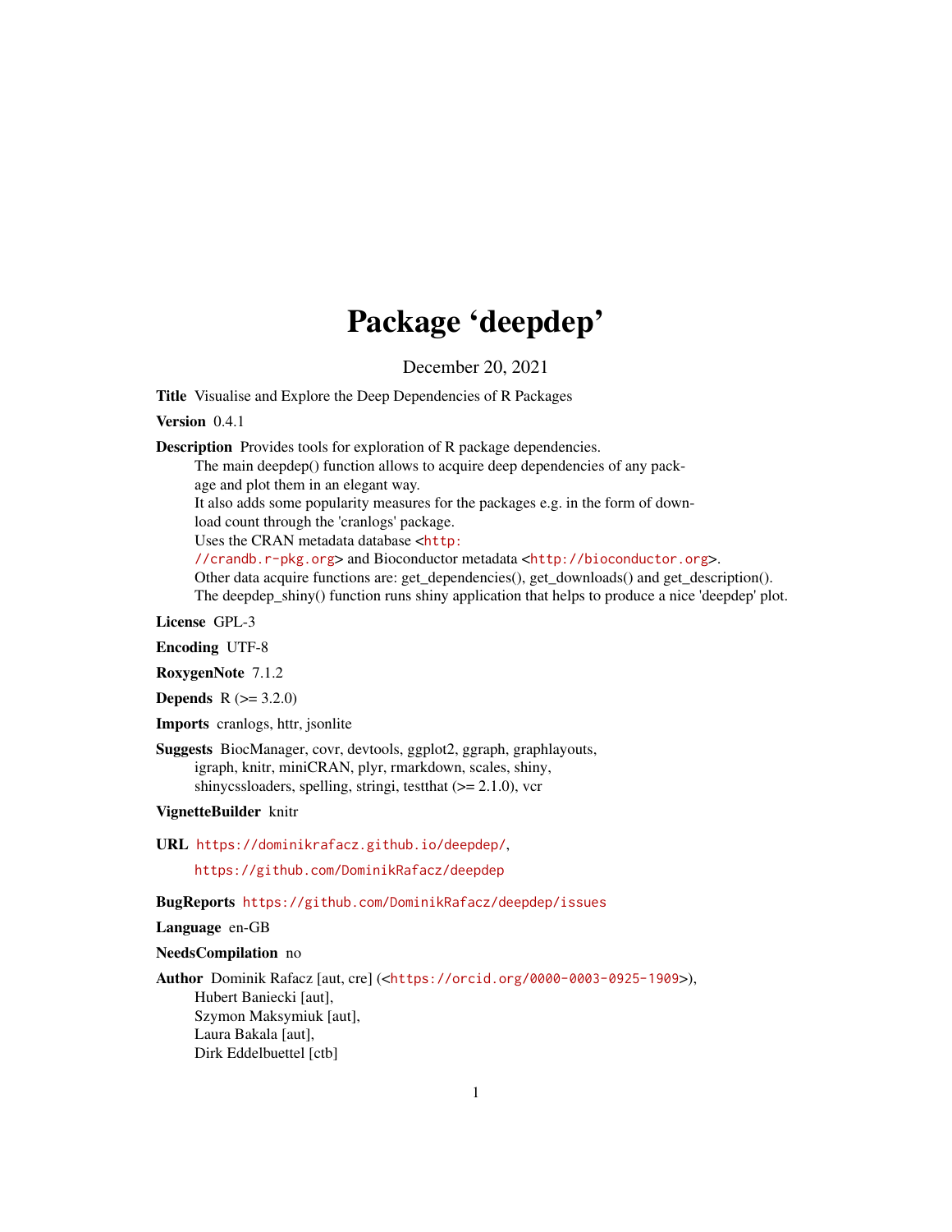# Package 'deepdep'

December 20, 2021

**Title** Visualise and Explore the Deep Dependencies of R Packages

**Version** 0.4.1

**Description** Provides tools for exploration of R package dependencies.
The main deepdep() function allows to acquire deep dependencies of any package and plot them in an elegant way.
It also adds some popularity measures for the packages e.g. in the form of download count through the 'cranlogs' package.
Uses the CRAN metadata database <http://crandb.r-pkg.org> and Bioconductor metadata <http://bioconductor.org>.
Other data acquire functions are: get_dependencies(), get_downloads() and get_description().
The deepdep_shiny() function runs shiny application that helps to produce a nice 'deepdep' plot.

**License** GPL-3

**Encoding** UTF-8

**RoxygenNote** 7.1.2

**Depends** R (>= 3.2.0)

**Imports** cranlogs, httr, jsonlite

**Suggests** BiocManager, covr, devtools, ggplot2, ggraph, graphlayouts, igraph, knitr, miniCRAN, plyr, rmarkdown, scales, shiny, shinycssloaders, spelling, stringi, testthat (>= 2.1.0), vcr

**VignetteBuilder** knitr

**URL** https://dominikrafacz.github.io/deepdep/,
https://github.com/DominikRafacz/deepdep

**BugReports** https://github.com/DominikRafacz/deepdep/issues

**Language** en-GB

**NeedsCompilation** no

**Author** Dominik Rafacz [aut, cre] (<https://orcid.org/0000-0003-0925-1909>),
Hubert Baniecki [aut],
Szymon Maksymiuk [aut],
Laura Bakala [aut],
Dirk Eddelbuettel [ctb]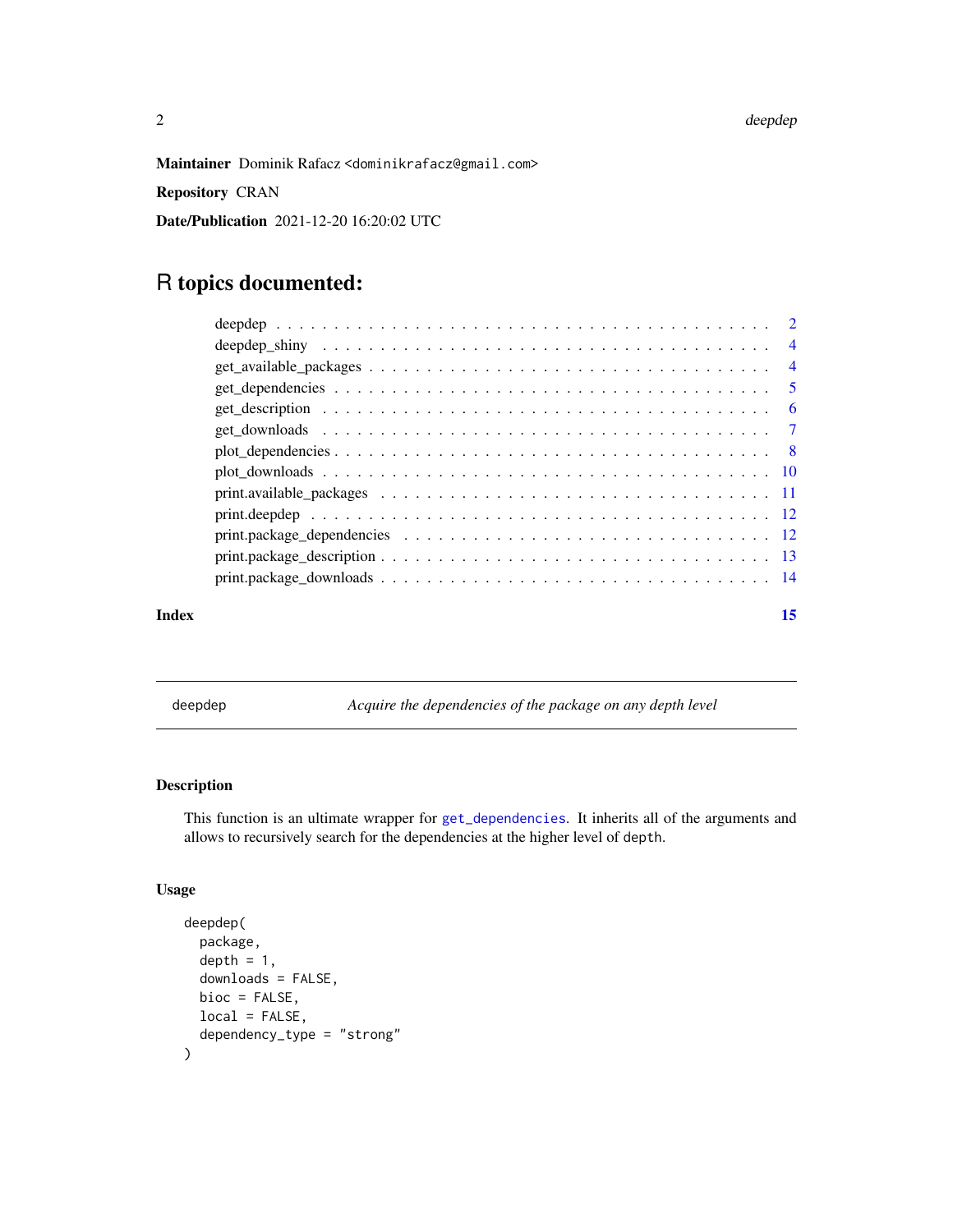**Maintainer** Dominik Rafacz <dominikrafacz@gmail.com>

**Repository** CRAN

**Date/Publication** 2021-12-20 16:20:02 UTC

# R topics documented:

- deepdep . . . . . . . . . . . . . . . . . . . . . . . . . . . . . . . . . . . . . . . . . 2
- deepdep_shiny . . . . . . . . . . . . . . . . . . . . . . . . . . . . . . . . . . . . . . 4
- get_available_packages . . . . . . . . . . . . . . . . . . . . . . . . . . . . . . . . . 4
- get_dependencies . . . . . . . . . . . . . . . . . . . . . . . . . . . . . . . . . . . . 5
- get_description . . . . . . . . . . . . . . . . . . . . . . . . . . . . . . . . . . . . . 6
- get_downloads . . . . . . . . . . . . . . . . . . . . . . . . . . . . . . . . . . . . . . 7
- plot_dependencies . . . . . . . . . . . . . . . . . . . . . . . . . . . . . . . . . . . . 8
- plot_downloads . . . . . . . . . . . . . . . . . . . . . . . . . . . . . . . . . . . . . 10
- print.available_packages . . . . . . . . . . . . . . . . . . . . . . . . . . . . . . . . 11
- print.deepdep . . . . . . . . . . . . . . . . . . . . . . . . . . . . . . . . . . . . . . 12
- print.package_dependencies . . . . . . . . . . . . . . . . . . . . . . . . . . . . . . 12
- print.package_description . . . . . . . . . . . . . . . . . . . . . . . . . . . . . . . 13
- print.package_downloads . . . . . . . . . . . . . . . . . . . . . . . . . . . . . . . . 14

**Index** 15

---

deepdep *Acquire the dependencies of the package on any depth level*

---

### Description

This function is an ultimate wrapper for get_dependencies. It inherits all of the arguments and allows to recursively search for the dependencies at the higher level of depth.

### Usage

```
deepdep(
  package,
  depth = 1,
  downloads = FALSE,
  bioc = FALSE,
  local = FALSE,
  dependency_type = "strong"
)
```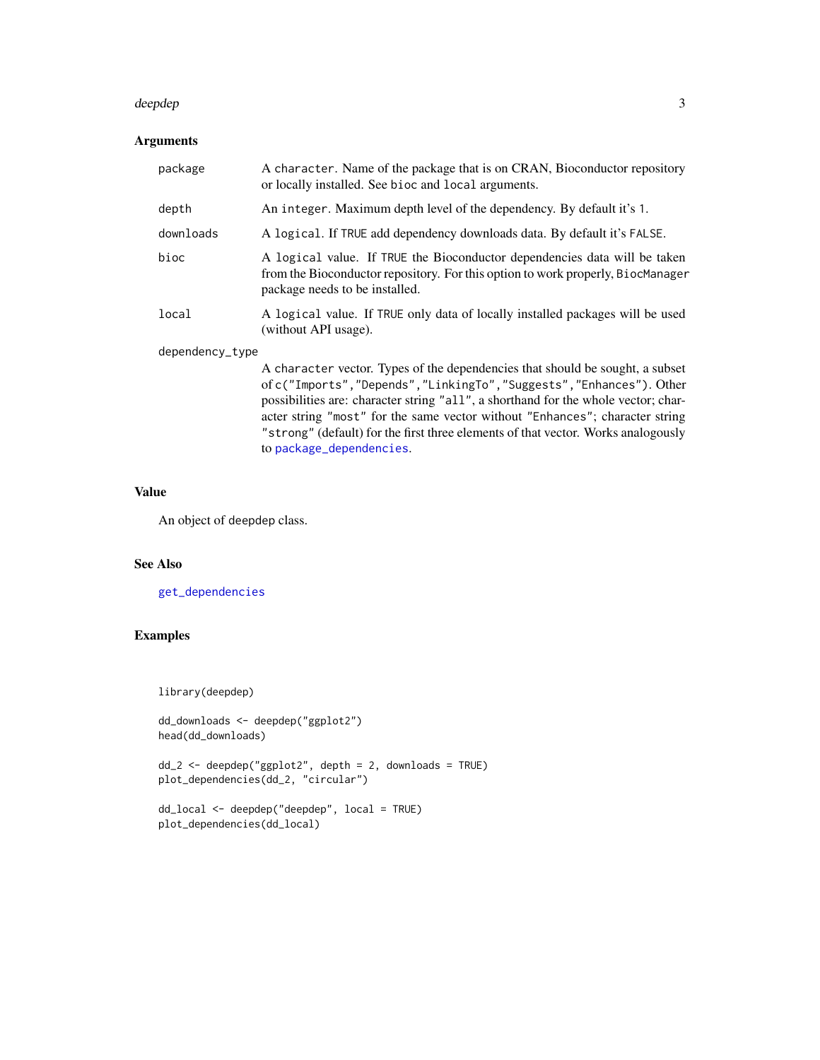### Arguments

- **package**: A `character`. Name of the package that is on CRAN, Bioconductor repository or locally installed. See `bioc` and `local` arguments.
- **depth**: An `integer`. Maximum depth level of the dependency. By default it's `1`.
- **downloads**: A `logical`. If `TRUE` add dependency downloads data. By default it's `FALSE`.
- **bioc**: A `logical` value. If `TRUE` the Bioconductor dependencies data will be taken from the Bioconductor repository. For this option to work properly, `BiocManager` package needs to be installed.
- **local**: A `logical` value. If `TRUE` only data of locally installed packages will be used (without API usage).
- **dependency_type**: A `character` vector. Types of the dependencies that should be sought, a subset of `c("Imports","Depends","LinkingTo","Suggests","Enhances")`. Other possibilities are: character string `"all"`, a shorthand for the whole vector; character string `"most"` for the same vector without `"Enhances"`; character string `"strong"` (default) for the first three elements of that vector. Works analogously to `package_dependencies`.

### Value

An object of deepdep class.

### See Also

`get_dependencies`

### Examples

```
library(deepdep)

dd_downloads <- deepdep("ggplot2")
head(dd_downloads)

dd_2 <- deepdep("ggplot2", depth = 2, downloads = TRUE)
plot_dependencies(dd_2, "circular")

dd_local <- deepdep("deepdep", local = TRUE)
plot_dependencies(dd_local)
```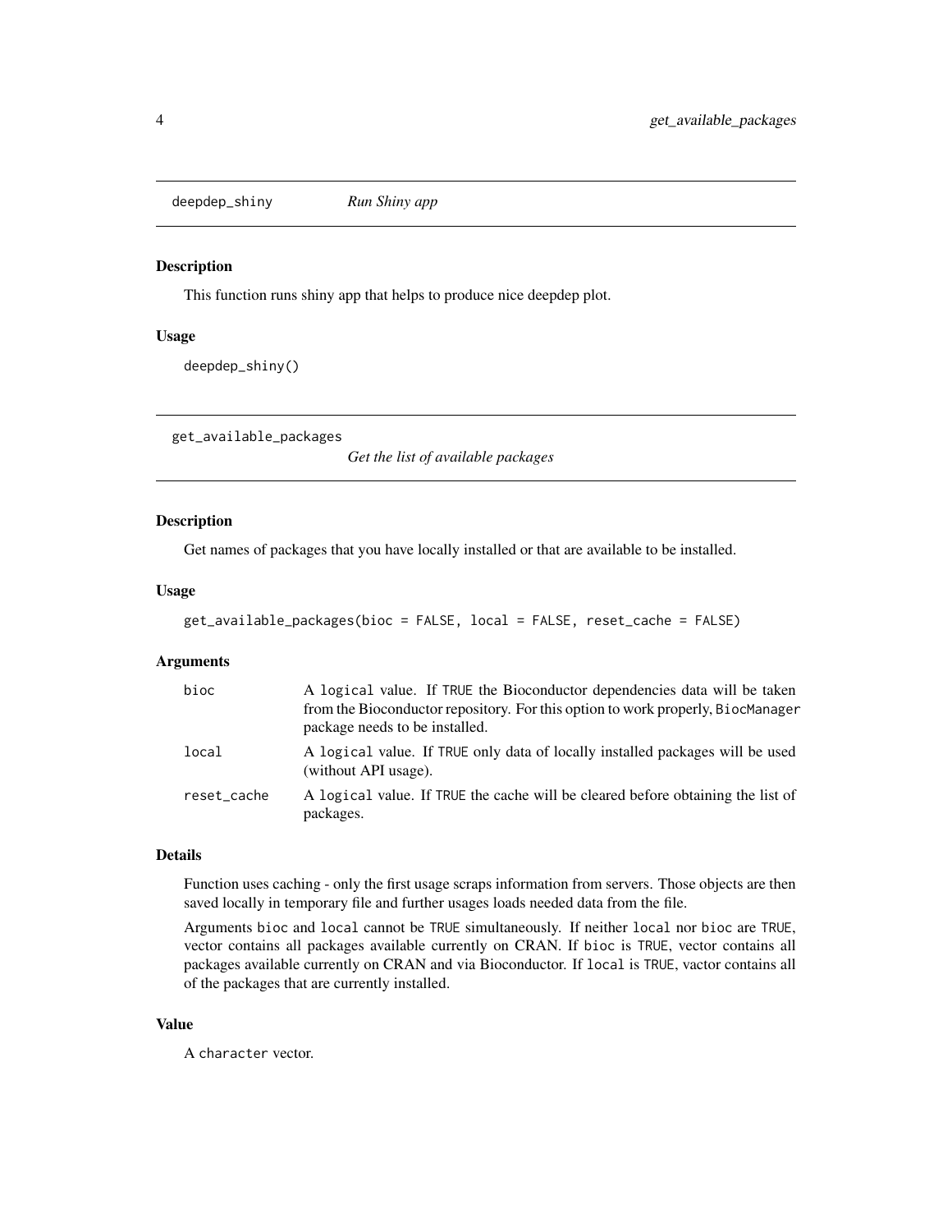## deepdep_shiny *Run Shiny app*

### Description

This function runs shiny app that helps to produce nice deepdep plot.

### Usage

```
deepdep_shiny()
```

## get_available_packages *Get the list of available packages*

### Description

Get names of packages that you have locally installed or that are available to be installed.

### Usage

```
get_available_packages(bioc = FALSE, local = FALSE, reset_cache = FALSE)
```

### Arguments

| | |
|---|---|
| `bioc` | A `logical` value. If `TRUE` the Bioconductor dependencies data will be taken from the Bioconductor repository. For this option to work properly, `BiocManager` package needs to be installed. |
| `local` | A `logical` value. If `TRUE` only data of locally installed packages will be used (without API usage). |
| `reset_cache` | A `logical` value. If `TRUE` the cache will be cleared before obtaining the list of packages. |

### Details

Function uses caching - only the first usage scraps information from servers. Those objects are then saved locally in temporary file and further usages loads needed data from the file.

Arguments `bioc` and `local` cannot be `TRUE` simultaneously. If neither `local` nor `bioc` are `TRUE`, vector contains all packages available currently on CRAN. If `bioc` is `TRUE`, vector contains all packages available currently on CRAN and via Bioconductor. If `local` is `TRUE`, vactor contains all of the packages that are currently installed.

### Value

A `character` vector.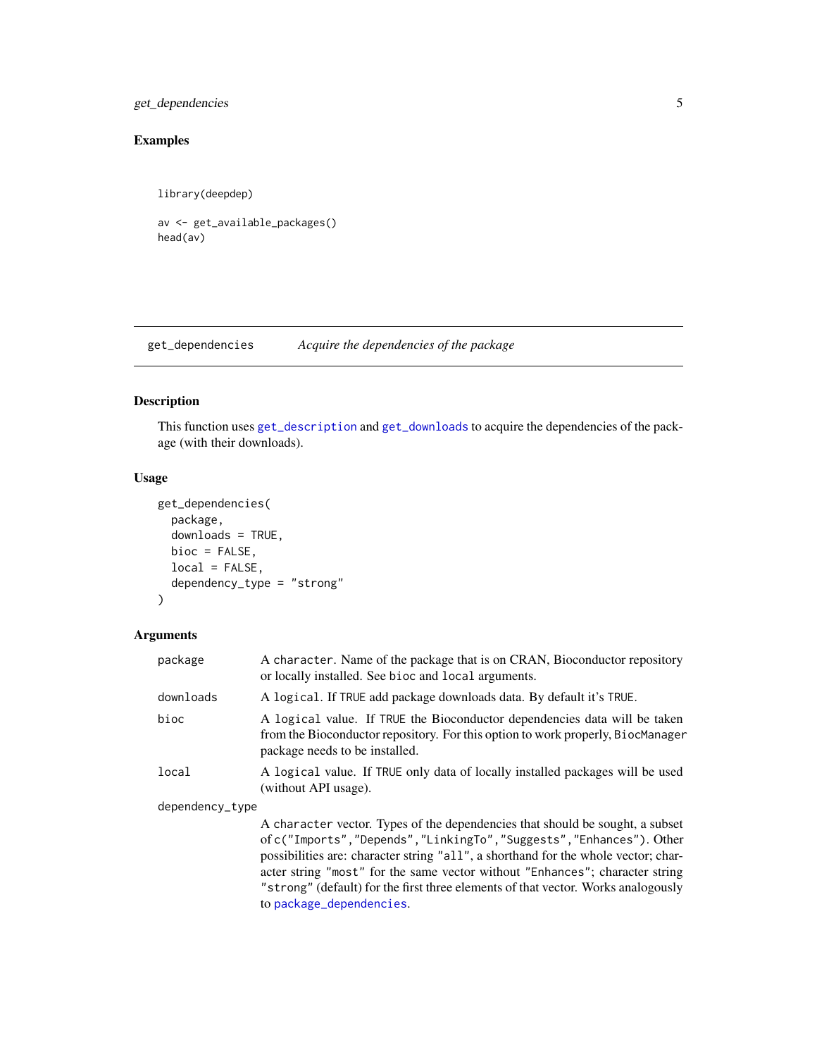### Examples

```
library(deepdep)

av <- get_available_packages()
head(av)
```

---

## get_dependencies — *Acquire the dependencies of the package*

### Description

This function uses `get_description` and `get_downloads` to acquire the dependencies of the package (with their downloads).

### Usage

```
get_dependencies(
  package,
  downloads = TRUE,
  bioc = FALSE,
  local = FALSE,
  dependency_type = "strong"
)
```

### Arguments

| | |
|---|---|
| `package` | A `character`. Name of the package that is on CRAN, Bioconductor repository or locally installed. See `bioc` and `local` arguments. |
| `downloads` | A `logical`. If `TRUE` add package downloads data. By default it's `TRUE`. |
| `bioc` | A `logical` value. If `TRUE` the Bioconductor dependencies data will be taken from the Bioconductor repository. For this option to work properly, `BiocManager` package needs to be installed. |
| `local` | A `logical` value. If `TRUE` only data of locally installed packages will be used (without API usage). |
| `dependency_type` | A `character` vector. Types of the dependencies that should be sought, a subset of `c("Imports","Depends","LinkingTo","Suggests","Enhances")`. Other possibilities are: character string `"all"`, a shorthand for the whole vector; character string `"most"` for the same vector without `"Enhances"`; character string `"strong"` (default) for the first three elements of that vector. Works analogously to `package_dependencies`. |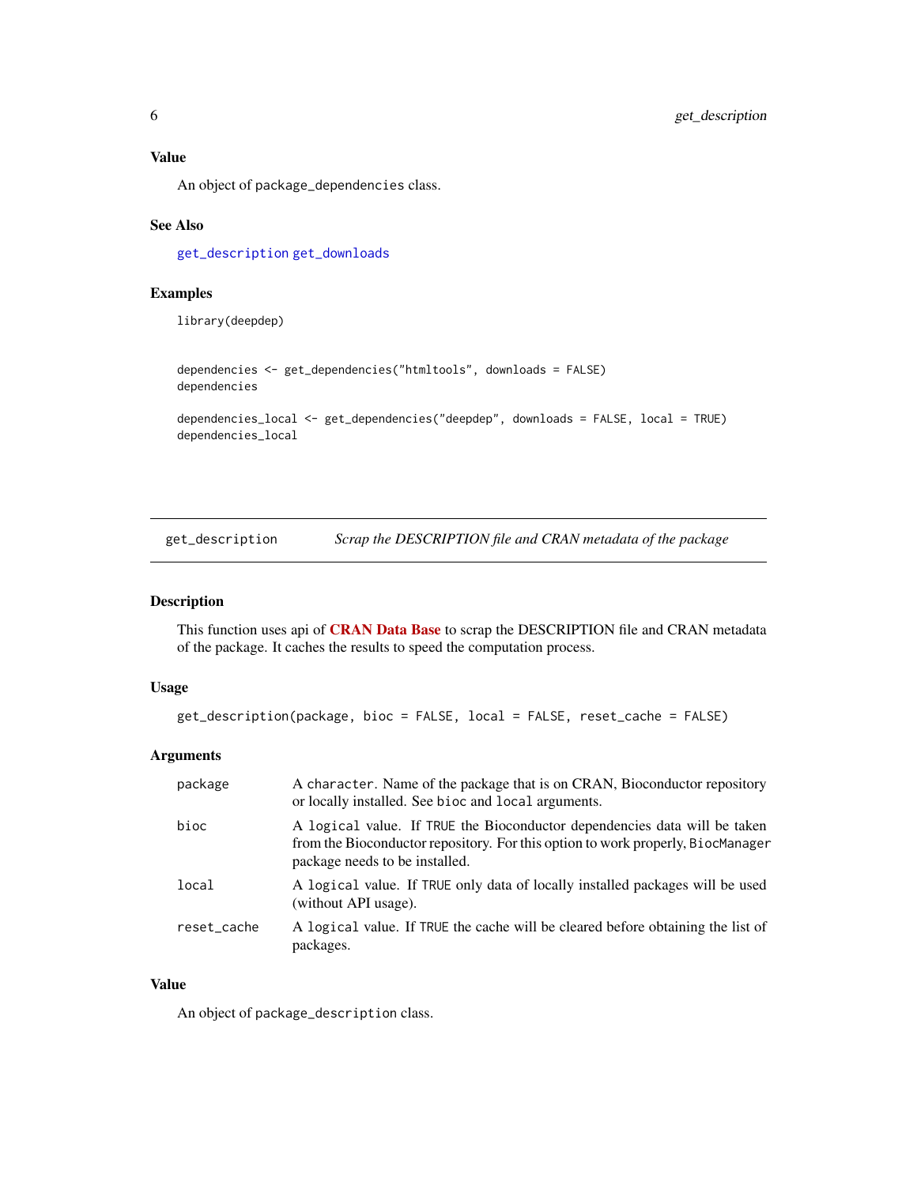### Value

An object of `package_dependencies` class.

### See Also

`get_description` `get_downloads`

### Examples

```
library(deepdep)


dependencies <- get_dependencies("htmltools", downloads = FALSE)
dependencies

dependencies_local <- get_dependencies("deepdep", downloads = FALSE, local = TRUE)
dependencies_local
```

---

## `get_description` — *Scrap the DESCRIPTION file and CRAN metadata of the package*

---

### Description

This function uses api of **CRAN Data Base** to scrap the DESCRIPTION file and CRAN metadata of the package. It caches the results to speed the computation process.

### Usage

```
get_description(package, bioc = FALSE, local = FALSE, reset_cache = FALSE)
```

### Arguments

| | |
|---|---|
| `package` | A `character`. Name of the package that is on CRAN, Bioconductor repository or locally installed. See `bioc` and `local` arguments. |
| `bioc` | A `logical` value. If `TRUE` the Bioconductor dependencies data will be taken from the Bioconductor repository. For this option to work properly, `BiocManager` package needs to be installed. |
| `local` | A `logical` value. If `TRUE` only data of locally installed packages will be used (without API usage). |
| `reset_cache` | A `logical` value. If `TRUE` the cache will be cleared before obtaining the list of packages. |

### Value

An object of `package_description` class.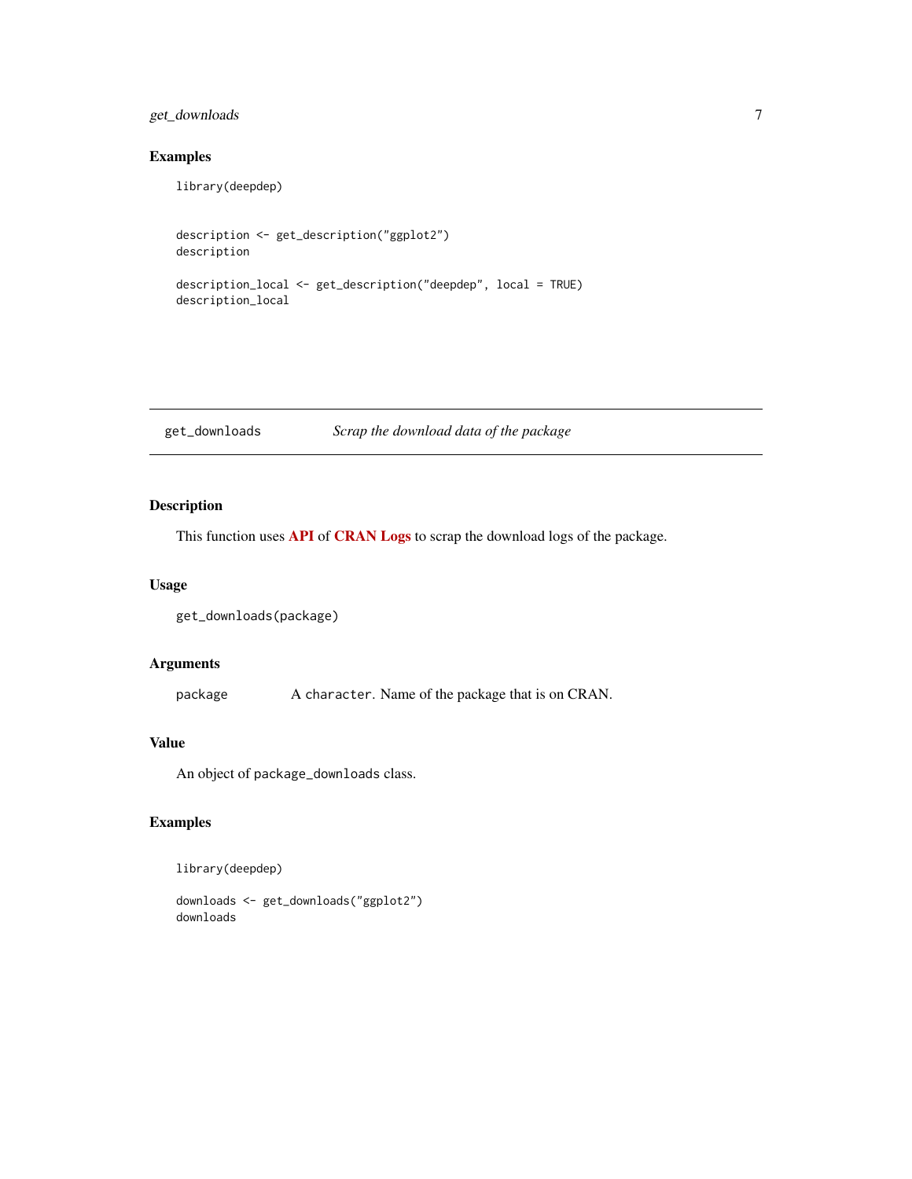## Examples

```
library(deepdep)


description <- get_description("ggplot2")
description

description_local <- get_description("deepdep", local = TRUE)
description_local
```

---

## get_downloads — *Scrap the download data of the package*

---

### Description

This function uses **API** of **CRAN Logs** to scrap the download logs of the package.

### Usage

```
get_downloads(package)
```

### Arguments

| | |
|---|---|
| package | A `character`. Name of the package that is on CRAN. |

### Value

An object of `package_downloads` class.

### Examples

```
library(deepdep)

downloads <- get_downloads("ggplot2")
downloads
```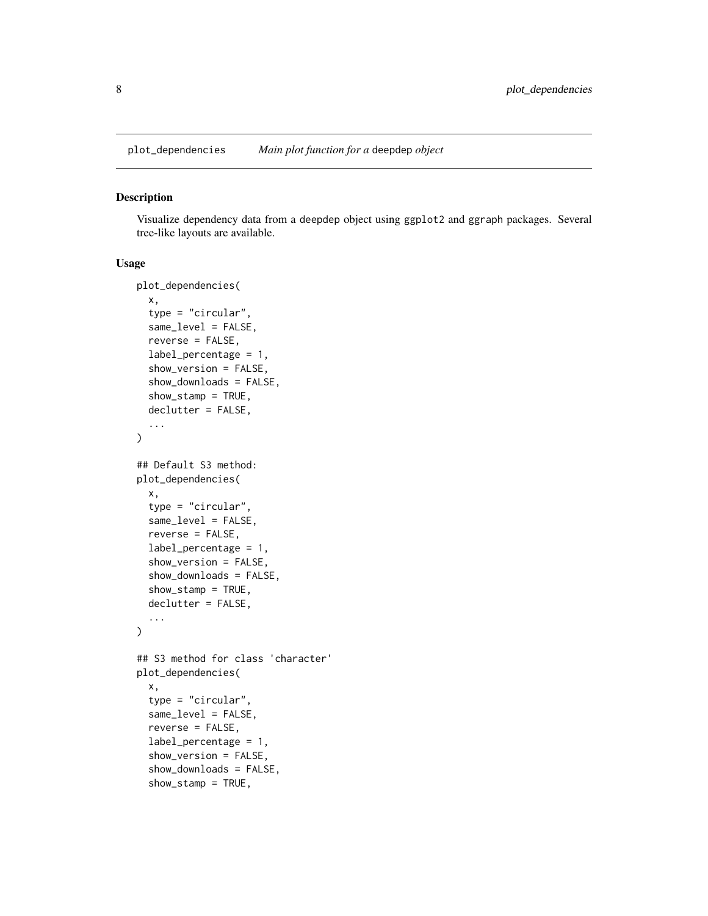plot_dependencies    *Main plot function for a* deepdep *object*

## Description

Visualize dependency data from a deepdep object using ggplot2 and ggraph packages. Several tree-like layouts are available.

## Usage

```
plot_dependencies(
  x,
  type = "circular",
  same_level = FALSE,
  reverse = FALSE,
  label_percentage = 1,
  show_version = FALSE,
  show_downloads = FALSE,
  show_stamp = TRUE,
  declutter = FALSE,
  ...
)

## Default S3 method:
plot_dependencies(
  x,
  type = "circular",
  same_level = FALSE,
  reverse = FALSE,
  label_percentage = 1,
  show_version = FALSE,
  show_downloads = FALSE,
  show_stamp = TRUE,
  declutter = FALSE,
  ...
)

## S3 method for class 'character'
plot_dependencies(
  x,
  type = "circular",
  same_level = FALSE,
  reverse = FALSE,
  label_percentage = 1,
  show_version = FALSE,
  show_downloads = FALSE,
  show_stamp = TRUE,
```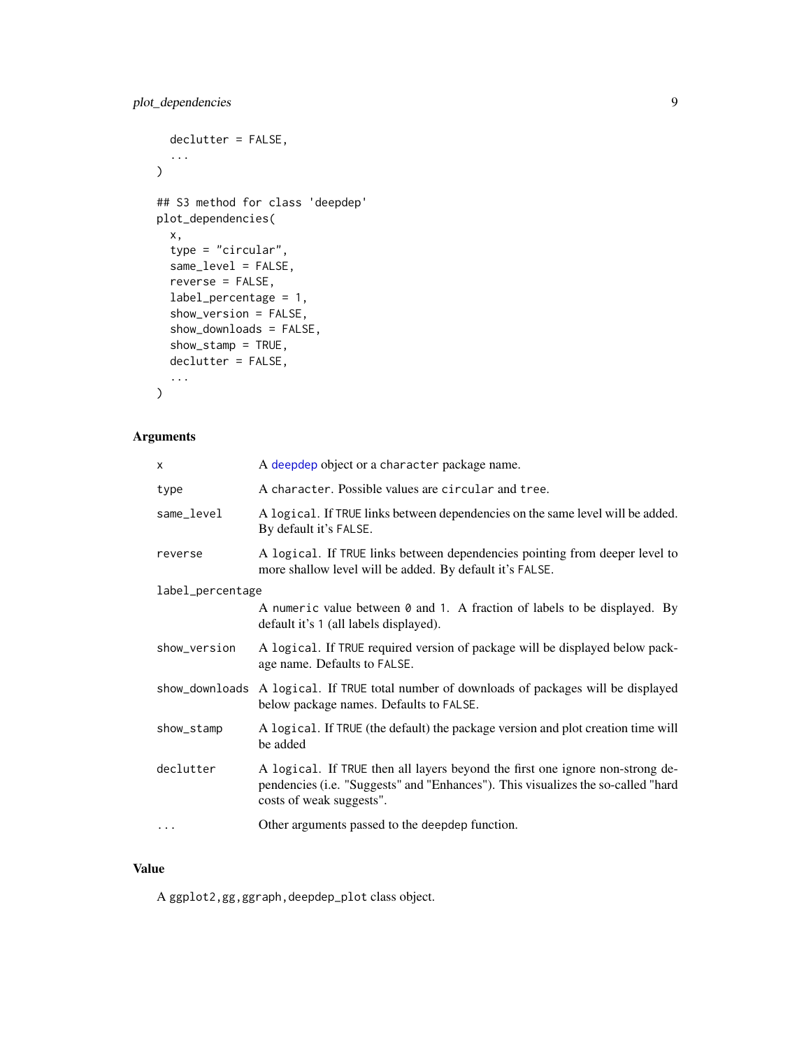```
  declutter = FALSE,
  ...
)

## S3 method for class 'deepdep'
plot_dependencies(
  x,
  type = "circular",
  same_level = FALSE,
  reverse = FALSE,
  label_percentage = 1,
  show_version = FALSE,
  show_downloads = FALSE,
  show_stamp = TRUE,
  declutter = FALSE,
  ...
)
```

## Arguments

| Argument | Description |
| --- | --- |
| `x` | A deepdep object or a `character` package name. |
| `type` | A `character`. Possible values are `circular` and `tree`. |
| `same_level` | A `logical`. If `TRUE` links between dependencies on the same level will be added. By default it's `FALSE`. |
| `reverse` | A `logical`. If `TRUE` links between dependencies pointing from deeper level to more shallow level will be added. By default it's `FALSE`. |
| `label_percentage` | A `numeric` value between `0` and `1`. A fraction of labels to be displayed. By default it's `1` (all labels displayed). |
| `show_version` | A `logical`. If `TRUE` required version of package will be displayed below package name. Defaults to `FALSE`. |
| `show_downloads` | A `logical`. If `TRUE` total number of downloads of packages will be displayed below package names. Defaults to `FALSE`. |
| `show_stamp` | A `logical`. If `TRUE` (the default) the package version and plot creation time will be added |
| `declutter` | A `logical`. If `TRUE` then all layers beyond the first one ignore non-strong dependencies (i.e. "Suggests" and "Enhances"). This visualizes the so-called "hard costs of weak suggests". |
| `...` | Other arguments passed to the `deepdep` function. |

## Value

A `ggplot2,gg,ggraph,deepdep_plot` class object.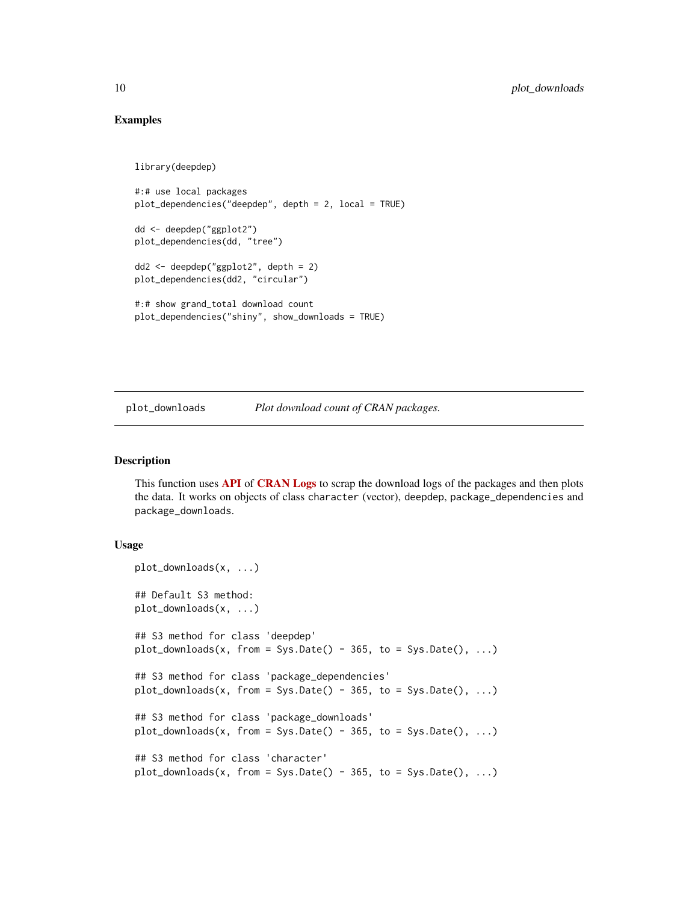## Examples

```
library(deepdep)

#:# use local packages
plot_dependencies("deepdep", depth = 2, local = TRUE)

dd <- deepdep("ggplot2")
plot_dependencies(dd, "tree")

dd2 <- deepdep("ggplot2", depth = 2)
plot_dependencies(dd2, "circular")

#:# show grand_total download count
plot_dependencies("shiny", show_downloads = TRUE)
```

---

# plot_downloads — *Plot download count of CRAN packages.*

---

## Description

This function uses **API** of **CRAN Logs** to scrap the download logs of the packages and then plots the data. It works on objects of class `character` (vector), `deepdep`, `package_dependencies` and `package_downloads`.

## Usage

```
plot_downloads(x, ...)

## Default S3 method:
plot_downloads(x, ...)

## S3 method for class 'deepdep'
plot_downloads(x, from = Sys.Date() - 365, to = Sys.Date(), ...)

## S3 method for class 'package_dependencies'
plot_downloads(x, from = Sys.Date() - 365, to = Sys.Date(), ...)

## S3 method for class 'package_downloads'
plot_downloads(x, from = Sys.Date() - 365, to = Sys.Date(), ...)

## S3 method for class 'character'
plot_downloads(x, from = Sys.Date() - 365, to = Sys.Date(), ...)
```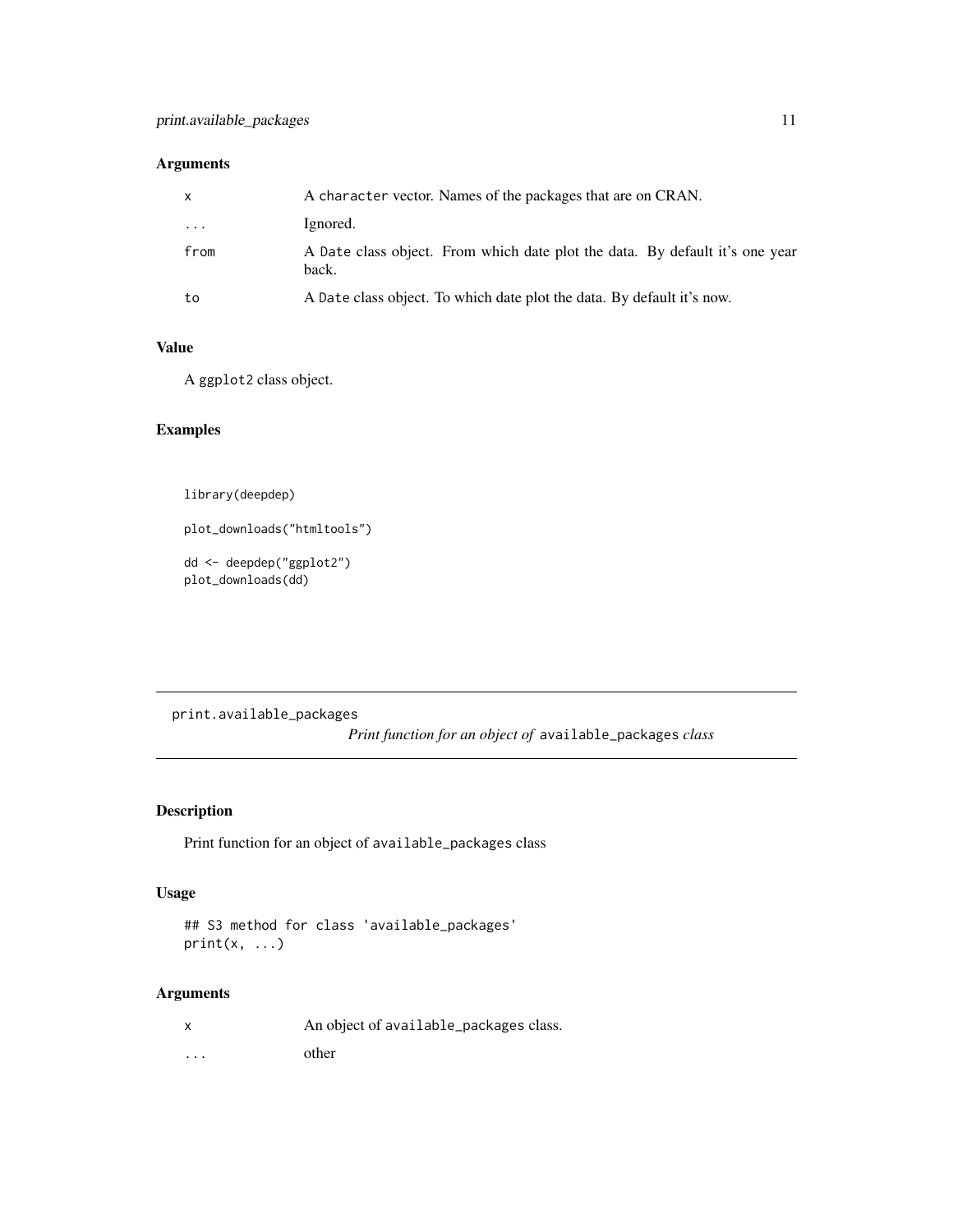### Arguments

| | |
|---|---|
| x | A character vector. Names of the packages that are on CRAN. |
| ... | Ignored. |
| from | A Date class object. From which date plot the data. By default it's one year back. |
| to | A Date class object. To which date plot the data. By default it's now. |

### Value

A ggplot2 class object.

### Examples

```
library(deepdep)

plot_downloads("htmltools")

dd <- deepdep("ggplot2")
plot_downloads(dd)
```

---

## print.available_packages

*Print function for an object of* available_packages *class*

---

### Description

Print function for an object of available_packages class

### Usage

```
## S3 method for class 'available_packages'
print(x, ...)
```

### Arguments

| | |
|---|---|
| x | An object of available_packages class. |
| ... | other |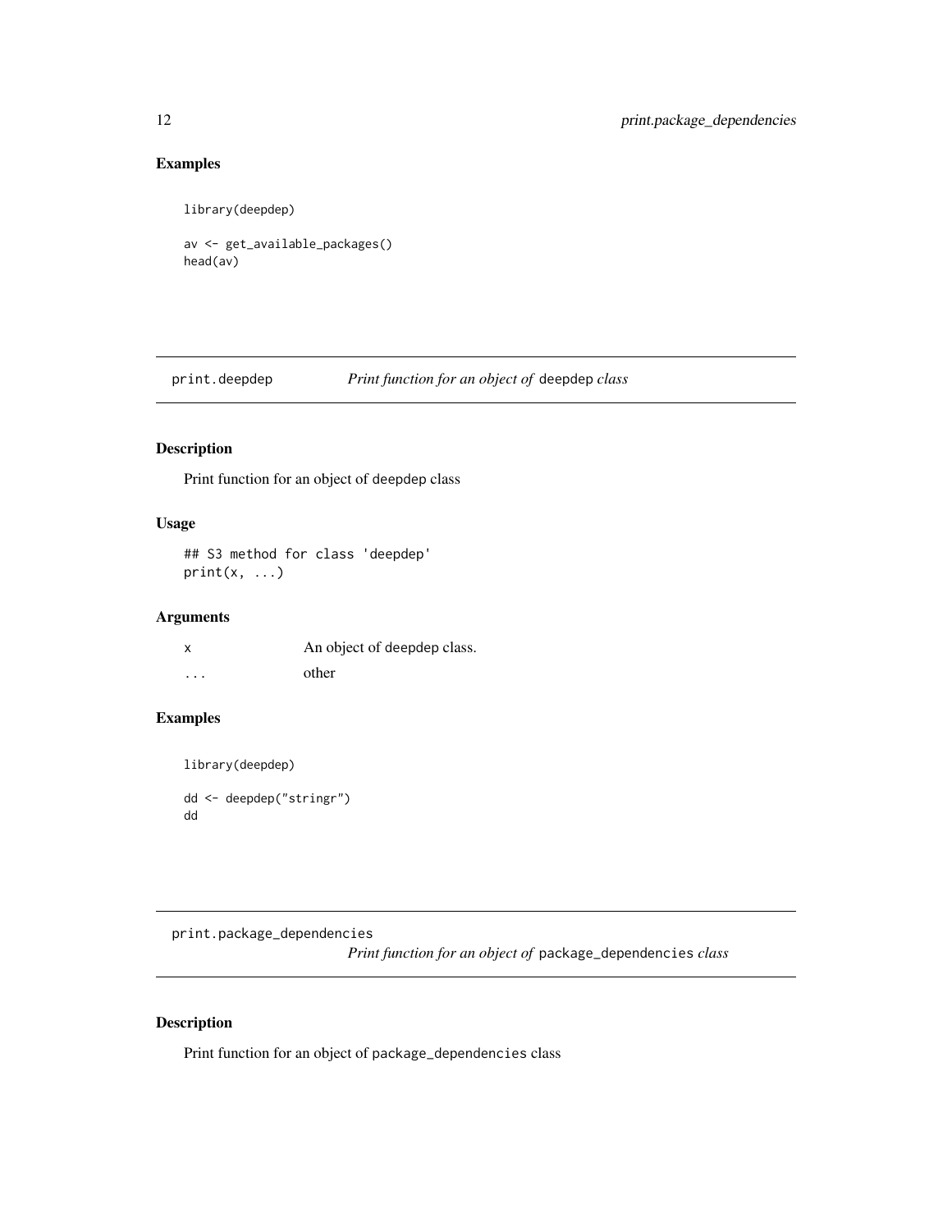## Examples

```
library(deepdep)

av <- get_available_packages()
head(av)
```

---

# print.deepdep — *Print function for an object of* `deepdep` *class*

---

## Description

Print function for an object of deepdep class

## Usage

```
## S3 method for class 'deepdep'
print(x, ...)
```

## Arguments

| | |
|---|---|
| x | An object of deepdep class. |
| ... | other |

## Examples

```
library(deepdep)

dd <- deepdep("stringr")
dd
```

---

# print.package_dependencies — *Print function for an object of* `package_dependencies` *class*

---

## Description

Print function for an object of `package_dependencies` class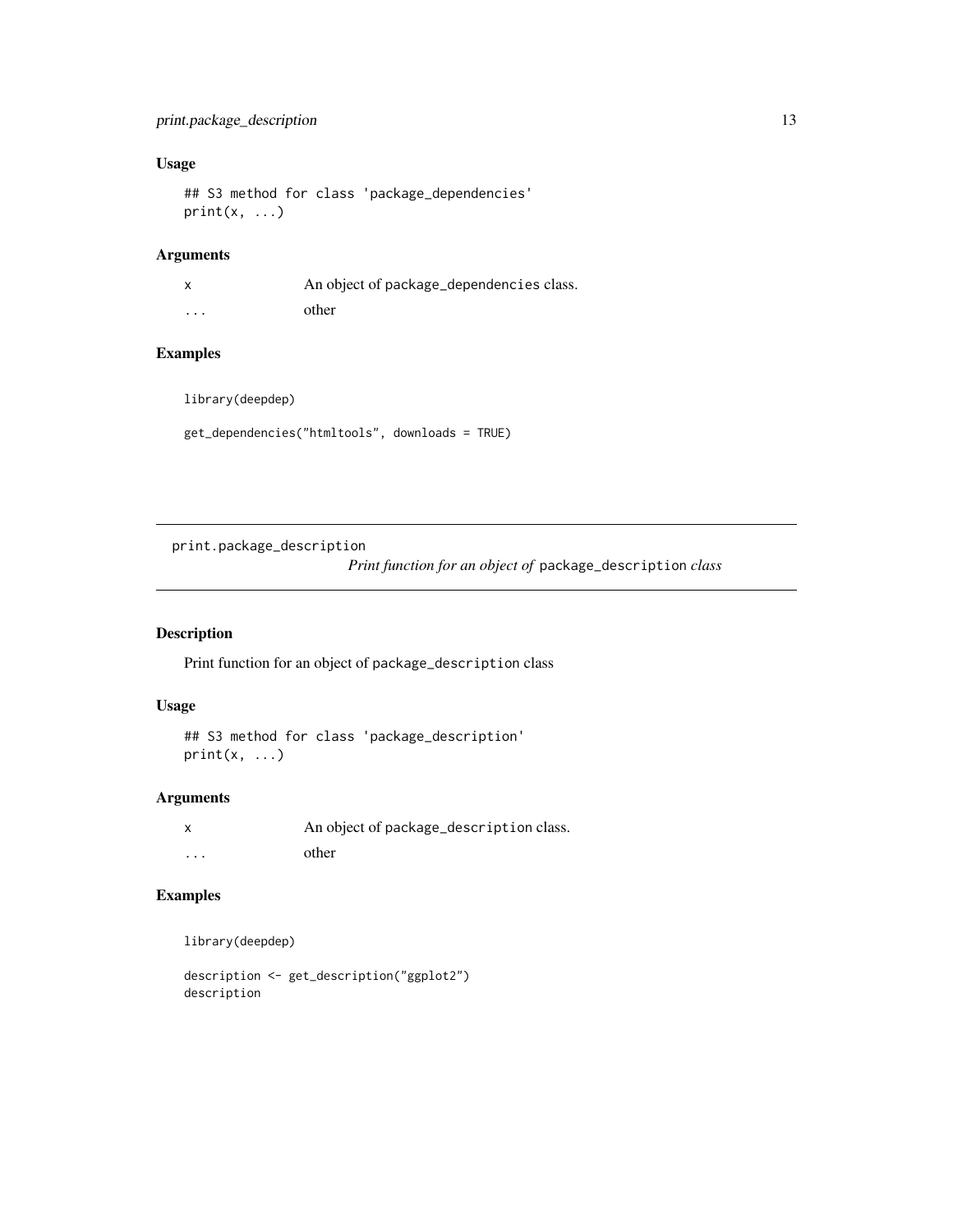### Usage

```
## S3 method for class 'package_dependencies'
print(x, ...)
```

### Arguments

| | |
|---|---|
| x | An object of package_dependencies class. |
| ... | other |

### Examples

```
library(deepdep)

get_dependencies("htmltools", downloads = TRUE)
```

---

## print.package_description

*Print function for an object of* `package_description` *class*

---

### Description

Print function for an object of package_description class

### Usage

```
## S3 method for class 'package_description'
print(x, ...)
```

### Arguments

| | |
|---|---|
| x | An object of package_description class. |
| ... | other |

### Examples

```
library(deepdep)

description <- get_description("ggplot2")
description
```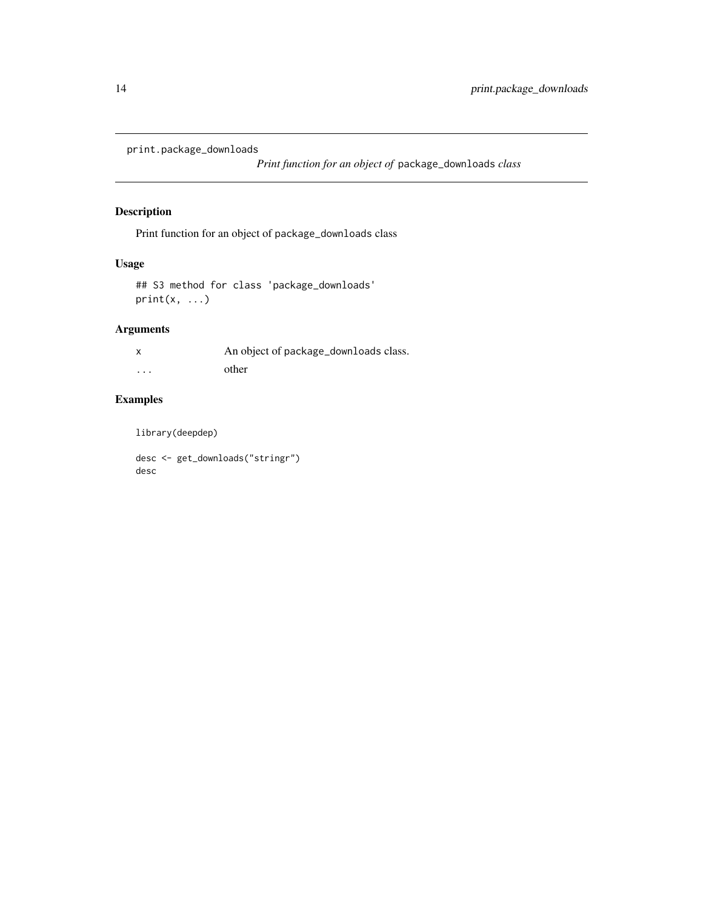`print.package_downloads` *Print function for an object of* `package_downloads` *class*

## Description

Print function for an object of `package_downloads` class

## Usage

```
## S3 method for class 'package_downloads'
print(x, ...)
```

## Arguments

| | |
|---|---|
| `x` | An object of `package_downloads` class. |
| `...` | other |

## Examples

```
library(deepdep)

desc <- get_downloads("stringr")
desc
```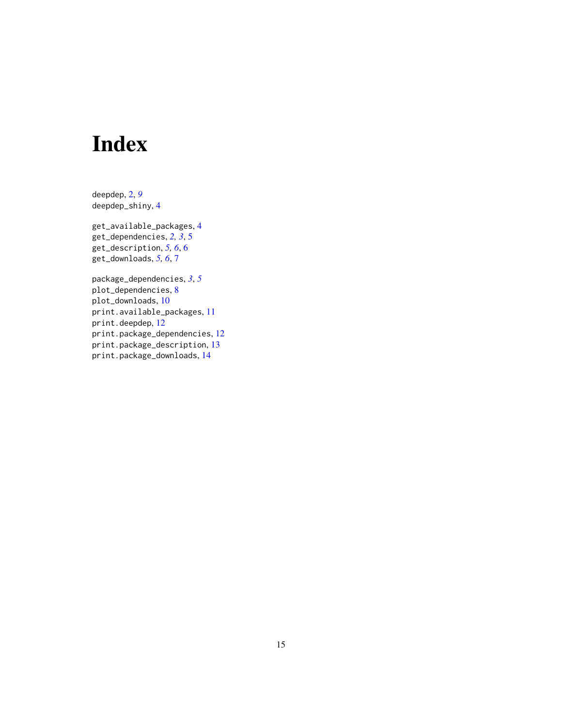# Index

deepdep, 2, *9*
deepdep_shiny, 4

get_available_packages, 4
get_dependencies, *2, 3*, 5
get_description, *5, 6*, 6
get_downloads, *5, 6*, 7

package_dependencies, *3*, *5*
plot_dependencies, 8
plot_downloads, 10
print.available_packages, 11
print.deepdep, 12
print.package_dependencies, 12
print.package_description, 13
print.package_downloads, 14